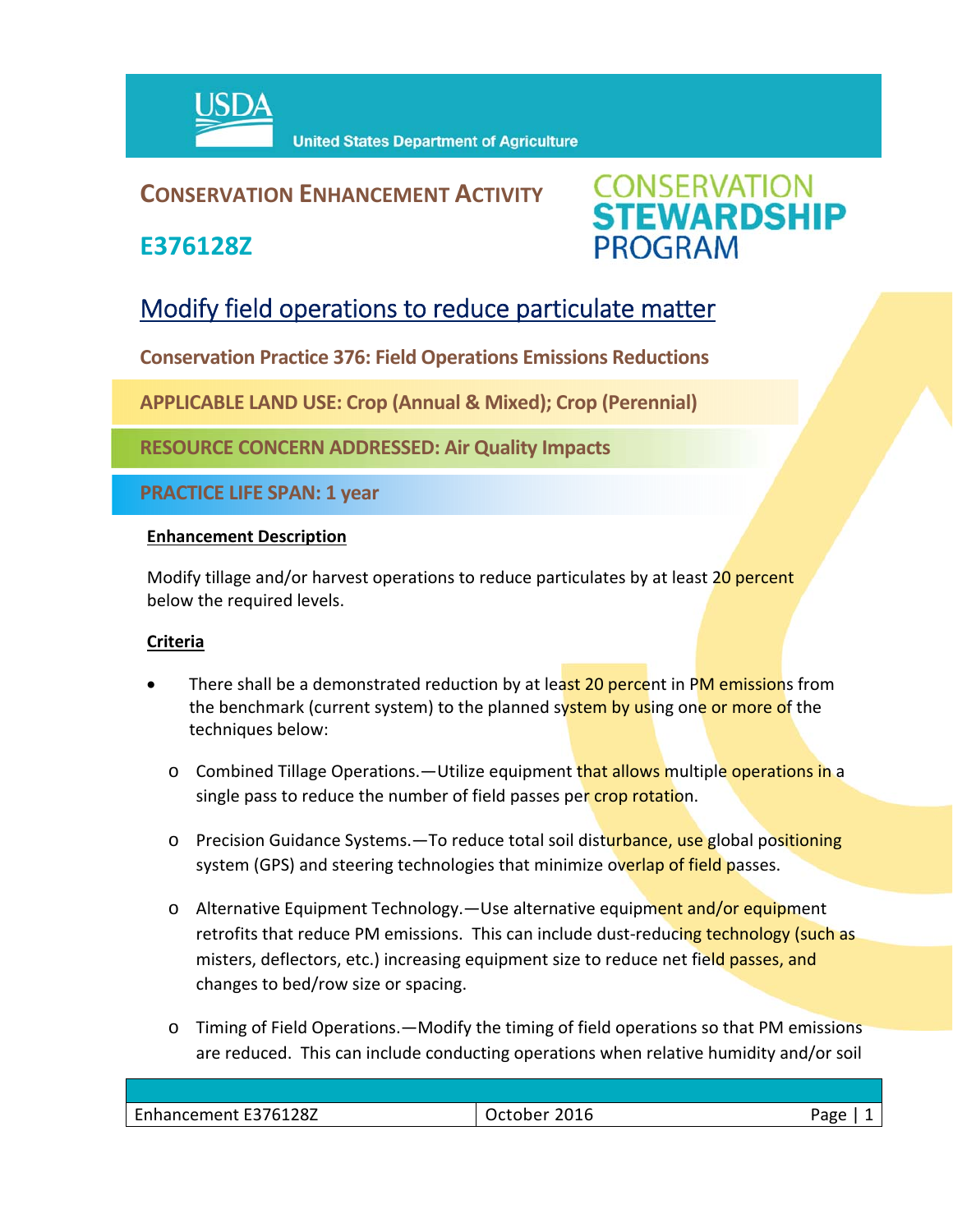USDA United States Department of Agriculture

# CONSERVATION ENHANCEMENT ACTIVITY

## E376128Z

CONSERVATION STEWARDSHIP PROGRAM

## Modify field operations to reduce particulate matter

**Conservation Practice 376: Field Operations Emissions Reductions**

**APPLICABLE LAND USE: Crop (Annual & Mixed); Crop (Perennial)**

**RESOURCE CONCERN ADDRESSED: Air Quality Impacts**

**PRACTICE LIFE SPAN: 1 year**

### Enhancement Description

Modify tillage and/or harvest operations to reduce particulates by at least 20 percent below the required levels.

### Criteria

- There shall be a demonstrated reduction by at least 20 percent in PM emissions from the benchmark (current system) to the planned system by using one or more of the techniques below:
  - Combined Tillage Operations.—Utilize equipment that allows multiple operations in a single pass to reduce the number of field passes per crop rotation.
  - Precision Guidance Systems.—To reduce total soil disturbance, use global positioning system (GPS) and steering technologies that minimize overlap of field passes.
  - Alternative Equipment Technology.—Use alternative equipment and/or equipment retrofits that reduce PM emissions. This can include dust-reducing technology (such as misters, deflectors, etc.) increasing equipment size to reduce net field passes, and changes to bed/row size or spacing.
  - Timing of Field Operations.—Modify the timing of field operations so that PM emissions are reduced. This can include conducting operations when relative humidity and/or soil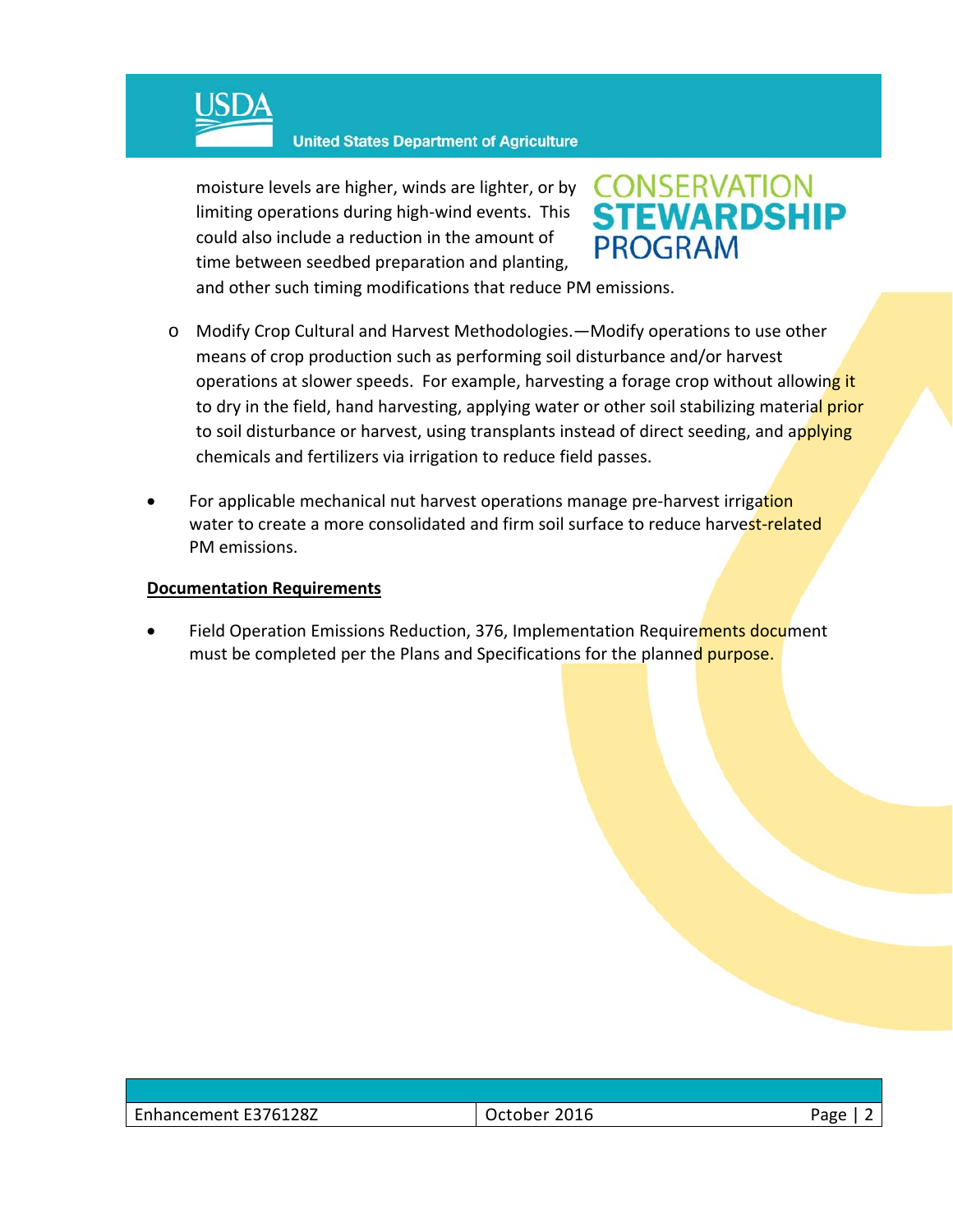moisture levels are higher, winds are lighter, or by limiting operations during high-wind events. This could also include a reduction in the amount of time between seedbed preparation and planting, and other such timing modifications that reduce PM emissions.

- Modify Crop Cultural and Harvest Methodologies.—Modify operations to use other means of crop production such as performing soil disturbance and/or harvest operations at slower speeds. For example, harvesting a forage crop without allowing it to dry in the field, hand harvesting, applying water or other soil stabilizing material prior to soil disturbance or harvest, using transplants instead of direct seeding, and applying chemicals and fertilizers via irrigation to reduce field passes.

- For applicable mechanical nut harvest operations manage pre-harvest irrigation water to create a more consolidated and firm soil surface to reduce harvest-related PM emissions.

**Documentation Requirements**

- Field Operation Emissions Reduction, 376, Implementation Requirements document must be completed per the Plans and Specifications for the planned purpose.